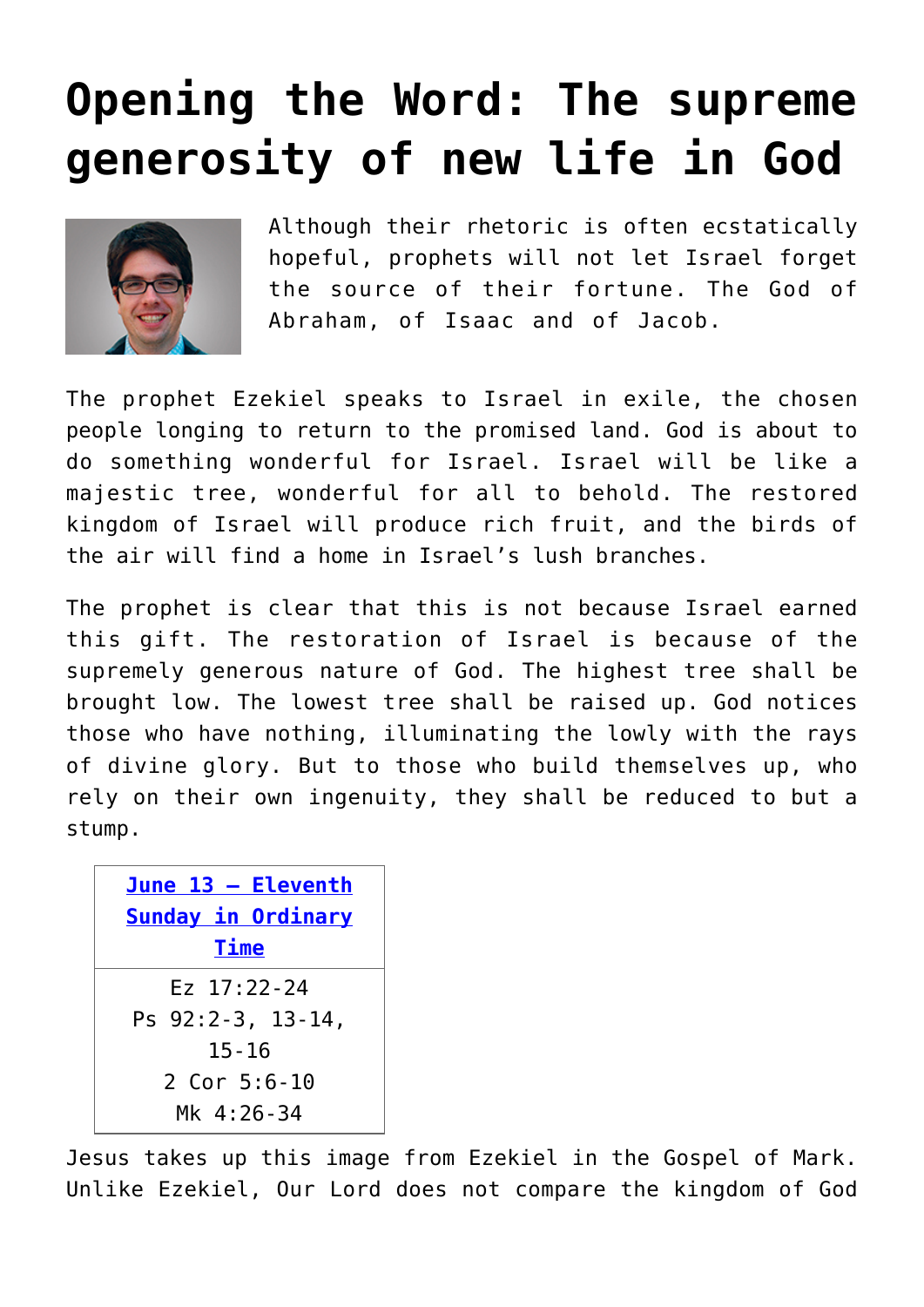# Opening the Word: The supreme generosity of new life in God

Although their rhetoric is often ecstatically hopeful, prophets will not let Israel forget the source of their fortune. The God of Abraham, of Isaac and of Jacob.

The prophet Ezekiel speaks to Israel in exile, the chosen people longing to return to the promised land. God is about to do something wonderful for Israel. Israel will be like a majestic tree, wonderful for all to behold. The restored kingdom of Israel will produce rich fruit, and the birds of the air will find a home in Israel's lush branches.

The prophet is clear that this is not because Israel earned this gift. The restoration of Israel is because of the supremely generous nature of God. The highest tree shall be brought low. The lowest tree shall be raised up. God notices those who have nothing, illuminating the lowly with the rays of divine glory. But to those who build themselves up, who rely on their own ingenuity, they shall be reduced to but a stump.

| [June 13 – Eleventh Sunday in Ordinary Time]() |
| --- |
| Ez 17:22-24<br>Ps 92:2-3, 13-14, 15-16<br>2 Cor 5:6-10<br>Mk 4:26-34 |

Jesus takes up this image from Ezekiel in the Gospel of Mark. Unlike Ezekiel, Our Lord does not compare the kingdom of God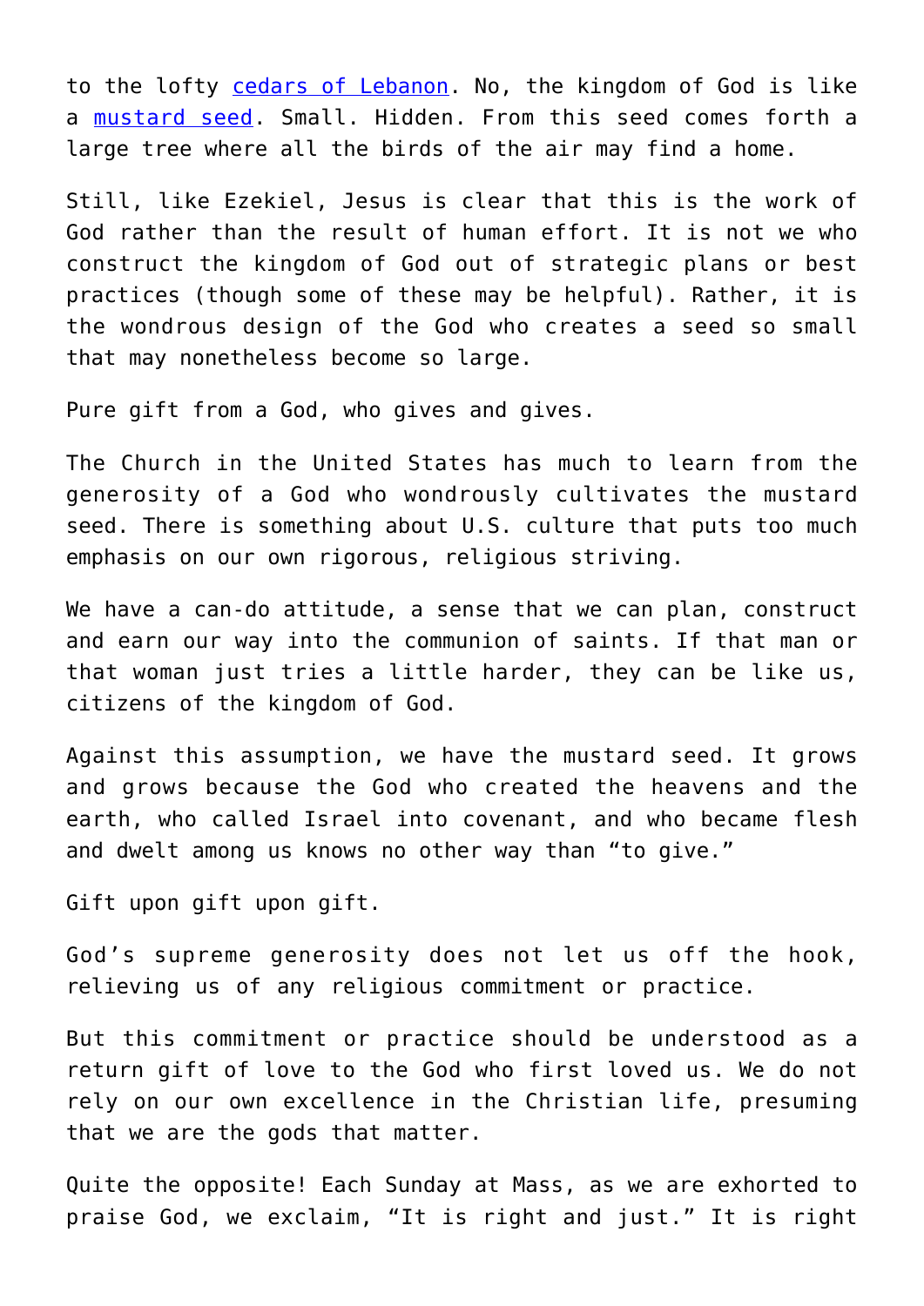to the lofty cedars of Lebanon. No, the kingdom of God is like a mustard seed. Small. Hidden. From this seed comes forth a large tree where all the birds of the air may find a home.

Still, like Ezekiel, Jesus is clear that this is the work of God rather than the result of human effort. It is not we who construct the kingdom of God out of strategic plans or best practices (though some of these may be helpful). Rather, it is the wondrous design of the God who creates a seed so small that may nonetheless become so large.

Pure gift from a God, who gives and gives.

The Church in the United States has much to learn from the generosity of a God who wondrously cultivates the mustard seed. There is something about U.S. culture that puts too much emphasis on our own rigorous, religious striving.

We have a can-do attitude, a sense that we can plan, construct and earn our way into the communion of saints. If that man or that woman just tries a little harder, they can be like us, citizens of the kingdom of God.

Against this assumption, we have the mustard seed. It grows and grows because the God who created the heavens and the earth, who called Israel into covenant, and who became flesh and dwelt among us knows no other way than "to give."

Gift upon gift upon gift.

God's supreme generosity does not let us off the hook, relieving us of any religious commitment or practice.

But this commitment or practice should be understood as a return gift of love to the God who first loved us. We do not rely on our own excellence in the Christian life, presuming that we are the gods that matter.

Quite the opposite! Each Sunday at Mass, as we are exhorted to praise God, we exclaim, "It is right and just." It is right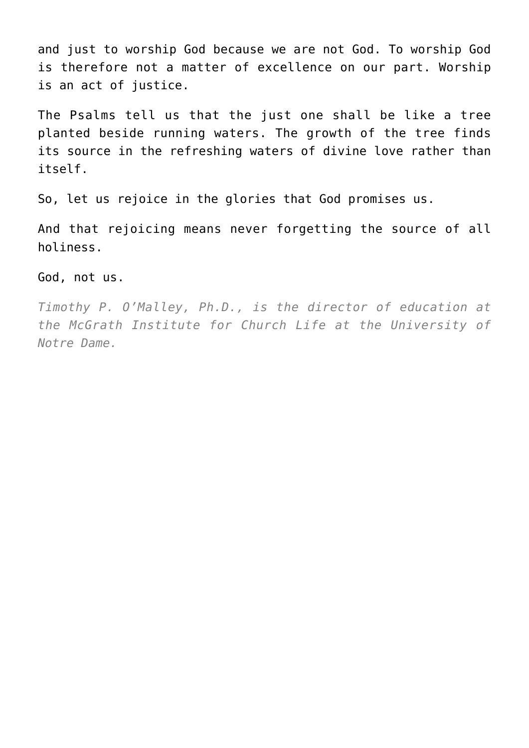and just to worship God because we are not God. To worship God is therefore not a matter of excellence on our part. Worship is an act of justice.

The Psalms tell us that the just one shall be like a tree planted beside running waters. The growth of the tree finds its source in the refreshing waters of divine love rather than itself.

So, let us rejoice in the glories that God promises us.

And that rejoicing means never forgetting the source of all holiness.

God, not us.

*Timothy P. O’Malley, Ph.D., is the director of education at the McGrath Institute for Church Life at the University of Notre Dame.*